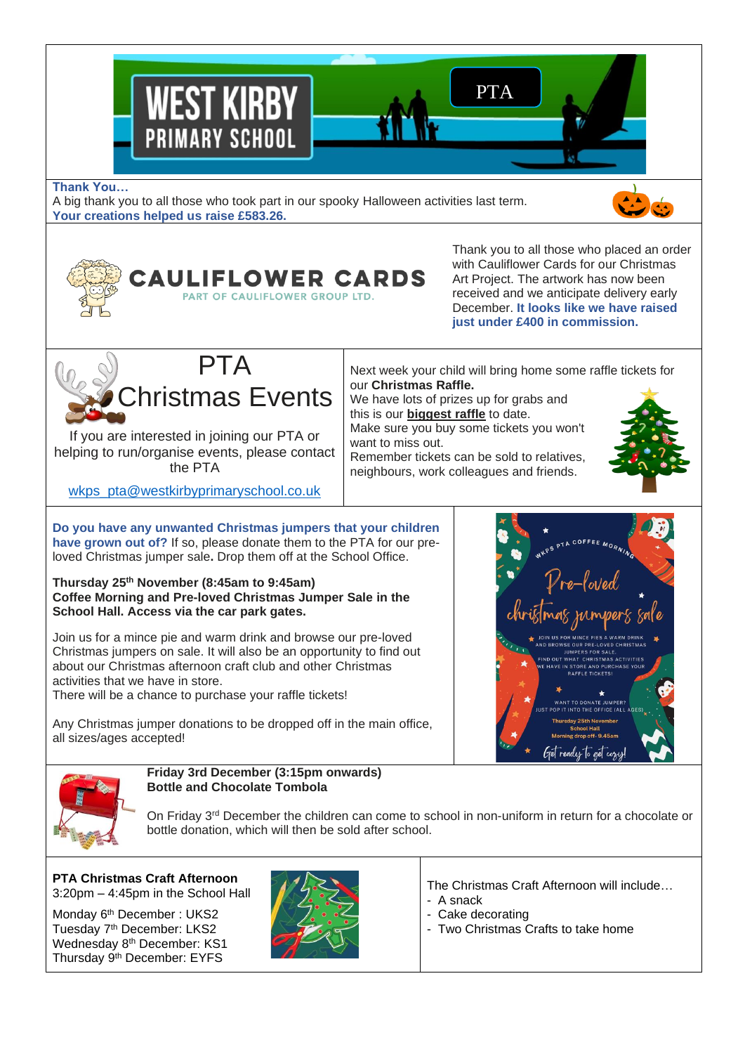# WEST KIRBY PRIMARY SCHOOL

PTA

**Thank You…**

A big thank you to all those who took part in our spooky Halloween activities last term.

**Your creations helped us raise £583.26.**

**CAULIFLOWER CARDS**

PART OF CAULIFLOWER GROUP LTD.

Thank you to all those who placed an order with Cauliflower Cards for our Christmas Art Project. The artwork has now been received and we anticipate delivery early December. **It looks like we have raised just under £400 in commission.**

## PTA Christmas Events

If you are interested in joining our PTA or helping to run/organise events, please contact the PTA

wkps_pta@westkirbyprimaryschool.co.uk

Next week your child will bring home some raffle tickets for our **Christmas Raffle.**

We have lots of prizes up for grabs and this is our **biggest raffle** to date.

Make sure you buy some tickets you won't want to miss out.

Remember tickets can be sold to relatives, neighbours, work colleagues and friends.

**Do you have any unwanted Christmas jumpers that your children have grown out of?** If so, please donate them to the PTA for our pre-loved Christmas jumper sale**.** Drop them off at the School Office.

**Thursday 25th November (8:45am to 9:45am)**
**Coffee Morning and Pre-loved Christmas Jumper Sale in the School Hall. Access via the car park gates.**

Join us for a mince pie and warm drink and browse our pre-loved Christmas jumpers on sale. It will also be an opportunity to find out about our Christmas afternoon craft club and other Christmas activities that we have in store.

There will be a chance to purchase your raffle tickets!

Any Christmas jumper donations to be dropped off in the main office, all sizes/ages accepted!

WKPS PTA COFFEE MORNING

Pre-loved christmas jumpers sale

JOIN US FOR MINCE PIES A WARM DRINK AND BROWSE OUR PRE-LOVED CHRISTMAS JUMPERS FOR SALE. FIND OUT WHAT CHRISTMAS ACTIVITIES WE HAVE IN STORE AND PURCHASE YOUR RAFFLE TICKETS!

WANT TO DONATE JUMPER? JUST POP IT INTO THE OFFICE (ALL AGES)

Thursday 25th November
School Hall
Morning drop off- 9.45am

Get ready to get cozy!

**Friday 3rd December (3:15pm onwards)**
**Bottle and Chocolate Tombola**

On Friday 3rd December the children can come to school in non-uniform in return for a chocolate or bottle donation, which will then be sold after school.

**PTA Christmas Craft Afternoon**
3:20pm – 4:45pm in the School Hall

Monday 6th December : UKS2
Tuesday 7th December: LKS2
Wednesday 8th December: KS1
Thursday 9th December: EYFS

The Christmas Craft Afternoon will include…

- A snack
- Cake decorating
- Two Christmas Crafts to take home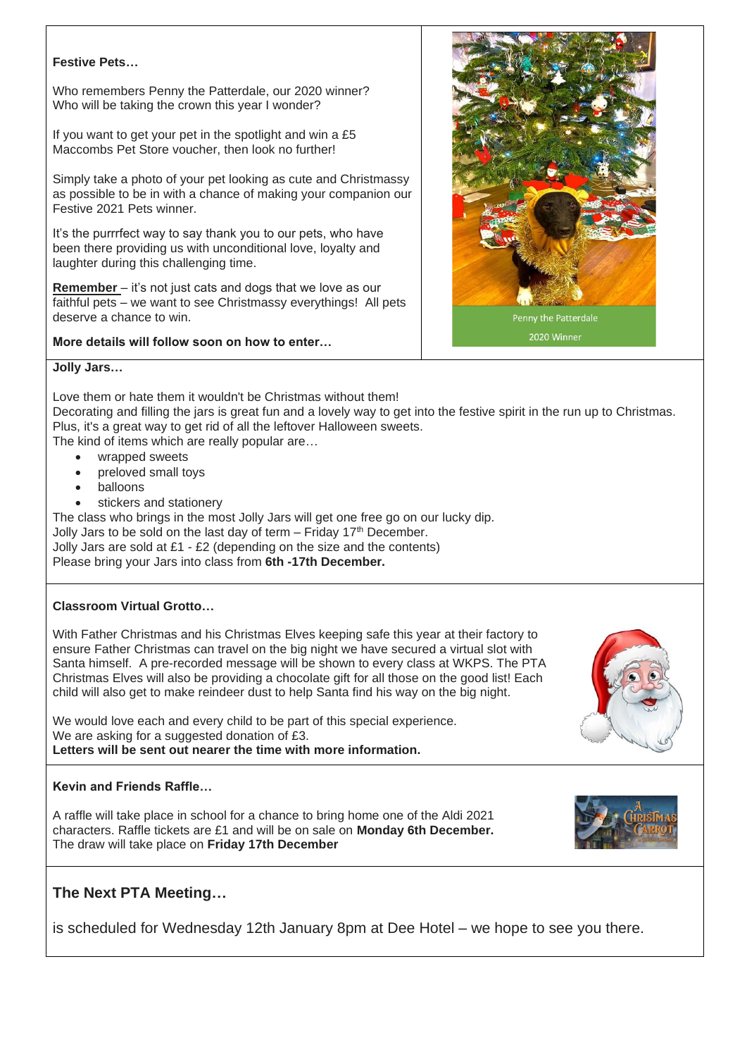**Festive Pets…**

Who remembers Penny the Patterdale, our 2020 winner?
Who will be taking the crown this year I wonder?

If you want to get your pet in the spotlight and win a £5 Maccombs Pet Store voucher, then look no further!

Simply take a photo of your pet looking as cute and Christmassy as possible to be in with a chance of making your companion our Festive 2021 Pets winner.

It's the purrrfect way to say thank you to our pets, who have been there providing us with unconditional love, loyalty and laughter during this challenging time.

**Remember** – it's not just cats and dogs that we love as our faithful pets – we want to see Christmassy everythings! All pets deserve a chance to win.

**More details will follow soon on how to enter…**

Penny the Patterdale
2020 Winner

**Jolly Jars…**

Love them or hate them it wouldn't be Christmas without them!
Decorating and filling the jars is great fun and a lovely way to get into the festive spirit in the run up to Christmas. Plus, it's a great way to get rid of all the leftover Halloween sweets.
The kind of items which are really popular are…

- wrapped sweets
- preloved small toys
- balloons
- stickers and stationery

The class who brings in the most Jolly Jars will get one free go on our lucky dip.
Jolly Jars to be sold on the last day of term – Friday 17th December.
Jolly Jars are sold at £1 - £2 (depending on the size and the contents)
Please bring your Jars into class from **6th -17th December.**

**Classroom Virtual Grotto…**

With Father Christmas and his Christmas Elves keeping safe this year at their factory to ensure Father Christmas can travel on the big night we have secured a virtual slot with Santa himself. A pre-recorded message will be shown to every class at WKPS. The PTA Christmas Elves will also be providing a chocolate gift for all those on the good list! Each child will also get to make reindeer dust to help Santa find his way on the big night.

We would love each and every child to be part of this special experience.
We are asking for a suggested donation of £3.
**Letters will be sent out nearer the time with more information.**

**Kevin and Friends Raffle…**

A raffle will take place in school for a chance to bring home one of the Aldi 2021 characters. Raffle tickets are £1 and will be on sale on **Monday 6th December.**
The draw will take place on **Friday 17th December**

## The Next PTA Meeting…

is scheduled for Wednesday 12th January 8pm at Dee Hotel – we hope to see you there.